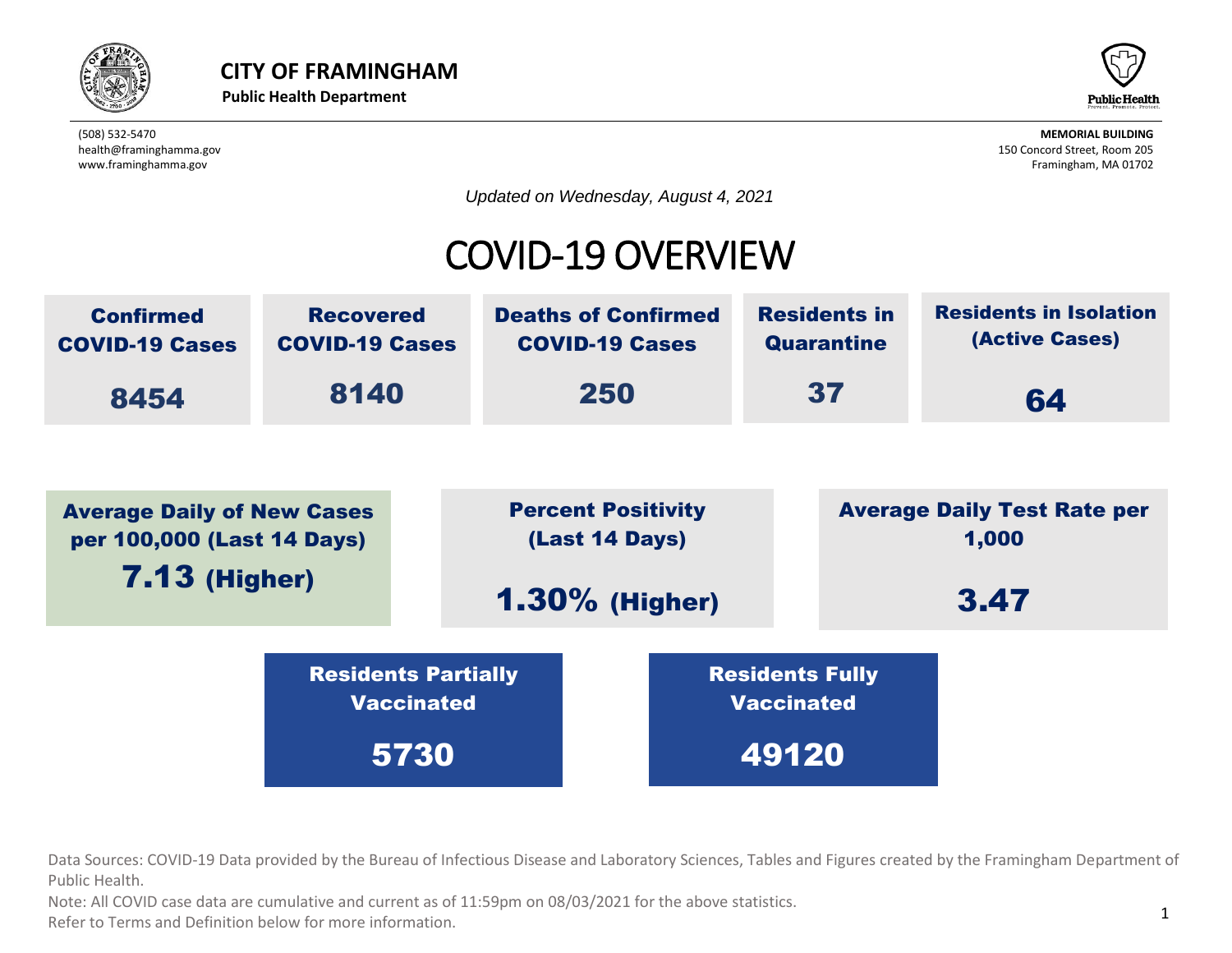**CITY OF FRAMINGHAM**
**Public Health Department**

(508) 532-5470
health@framinghamma.gov
www.framinghamma.gov

**MEMORIAL BUILDING**
150 Concord Street, Room 205
Framingham, MA 01702

*Updated on Wednesday, August 4, 2021*

# COVID-19 OVERVIEW

| Confirmed COVID-19 Cases | Recovered COVID-19 Cases | Deaths of Confirmed COVID-19 Cases | Residents in Quarantine | Residents in Isolation (Active Cases) |
|---|---|---|---|---|
| 8454 | 8140 | 250 | 37 | 64 |

| Average Daily of New Cases per 100,000 (Last 14 Days) | Percent Positivity (Last 14 Days) | Average Daily Test Rate per 1,000 |
|---|---|---|
| 7.13 (Higher) | 1.30% (Higher) | 3.47 |

| Residents Partially Vaccinated | Residents Fully Vaccinated |
|---|---|
| 5730 | 49120 |

Data Sources: COVID-19 Data provided by the Bureau of Infectious Disease and Laboratory Sciences, Tables and Figures created by the Framingham Department of Public Health.
Note: All COVID case data are cumulative and current as of 11:59pm on 08/03/2021 for the above statistics.
Refer to Terms and Definition below for more information.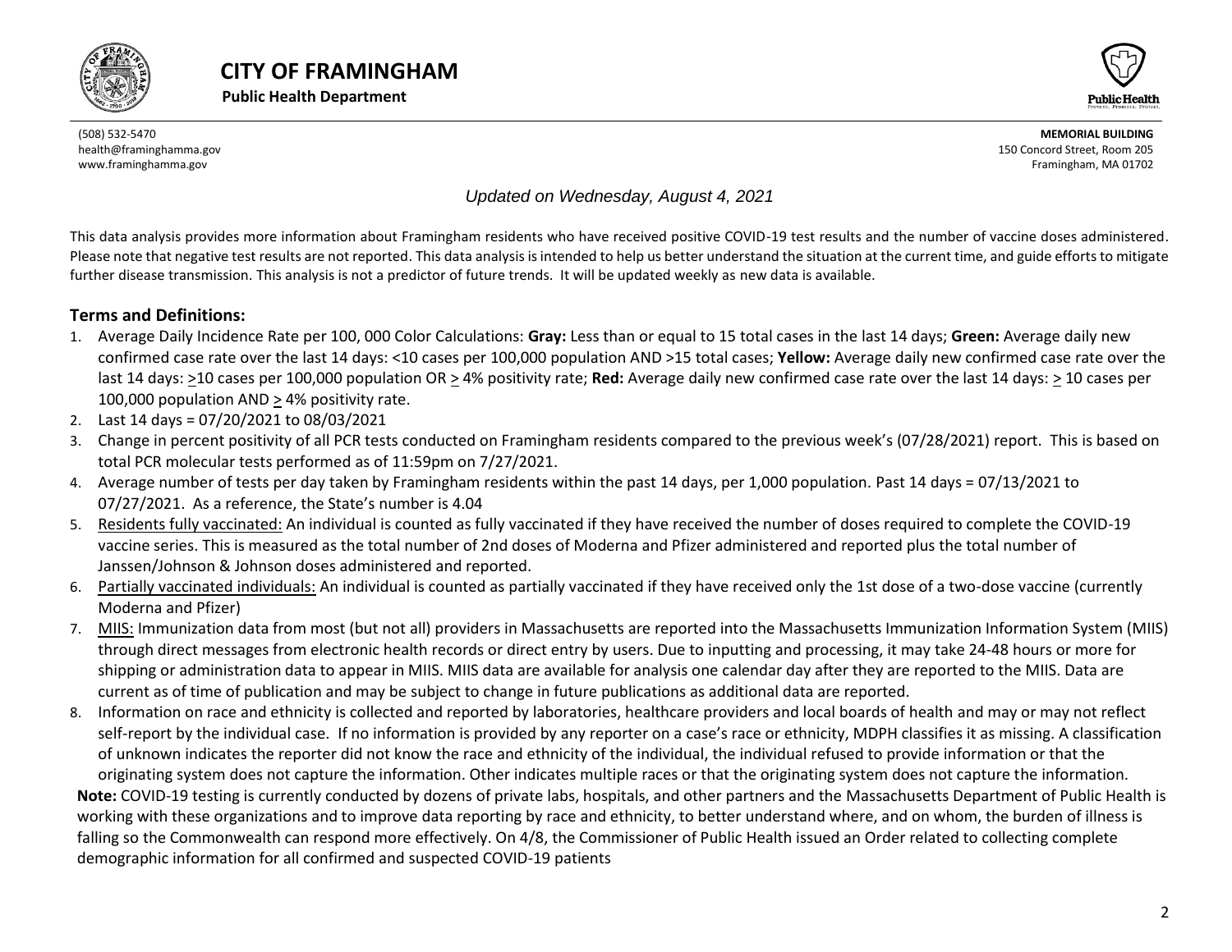# CITY OF FRAMINGHAM

**Public Health Department**

(508) 532-5470
health@framinghamma.gov
www.framinghamma.gov

**MEMORIAL BUILDING**
150 Concord Street, Room 205
Framingham, MA 01702

*Updated on Wednesday, August 4, 2021*

This data analysis provides more information about Framingham residents who have received positive COVID-19 test results and the number of vaccine doses administered. Please note that negative test results are not reported. This data analysis is intended to help us better understand the situation at the current time, and guide efforts to mitigate further disease transmission. This analysis is not a predictor of future trends. It will be updated weekly as new data is available.

## Terms and Definitions:

1. Average Daily Incidence Rate per 100, 000 Color Calculations: **Gray:** Less than or equal to 15 total cases in the last 14 days; **Green:** Average daily new confirmed case rate over the last 14 days: <10 cases per 100,000 population AND >15 total cases; **Yellow:** Average daily new confirmed case rate over the last 14 days: ≥10 cases per 100,000 population OR ≥ 4% positivity rate; **Red:** Average daily new confirmed case rate over the last 14 days: ≥ 10 cases per 100,000 population AND ≥ 4% positivity rate.
2. Last 14 days = 07/20/2021 to 08/03/2021
3. Change in percent positivity of all PCR tests conducted on Framingham residents compared to the previous week's (07/28/2021) report. This is based on total PCR molecular tests performed as of 11:59pm on 7/27/2021.
4. Average number of tests per day taken by Framingham residents within the past 14 days, per 1,000 population. Past 14 days = 07/13/2021 to 07/27/2021. As a reference, the State's number is 4.04
5. Residents fully vaccinated: An individual is counted as fully vaccinated if they have received the number of doses required to complete the COVID-19 vaccine series. This is measured as the total number of 2nd doses of Moderna and Pfizer administered and reported plus the total number of Janssen/Johnson & Johnson doses administered and reported.
6. Partially vaccinated individuals: An individual is counted as partially vaccinated if they have received only the 1st dose of a two-dose vaccine (currently Moderna and Pfizer)
7. MIIS: Immunization data from most (but not all) providers in Massachusetts are reported into the Massachusetts Immunization Information System (MIIS) through direct messages from electronic health records or direct entry by users. Due to inputting and processing, it may take 24-48 hours or more for shipping or administration data to appear in MIIS. MIIS data are available for analysis one calendar day after they are reported to the MIIS. Data are current as of time of publication and may be subject to change in future publications as additional data are reported.
8. Information on race and ethnicity is collected and reported by laboratories, healthcare providers and local boards of health and may or may not reflect self-report by the individual case. If no information is provided by any reporter on a case's race or ethnicity, MDPH classifies it as missing. A classification of unknown indicates the reporter did not know the race and ethnicity of the individual, the individual refused to provide information or that the originating system does not capture the information. Other indicates multiple races or that the originating system does not capture the information.

**Note:** COVID-19 testing is currently conducted by dozens of private labs, hospitals, and other partners and the Massachusetts Department of Public Health is working with these organizations and to improve data reporting by race and ethnicity, to better understand where, and on whom, the burden of illness is falling so the Commonwealth can respond more effectively. On 4/8, the Commissioner of Public Health issued an Order related to collecting complete demographic information for all confirmed and suspected COVID-19 patients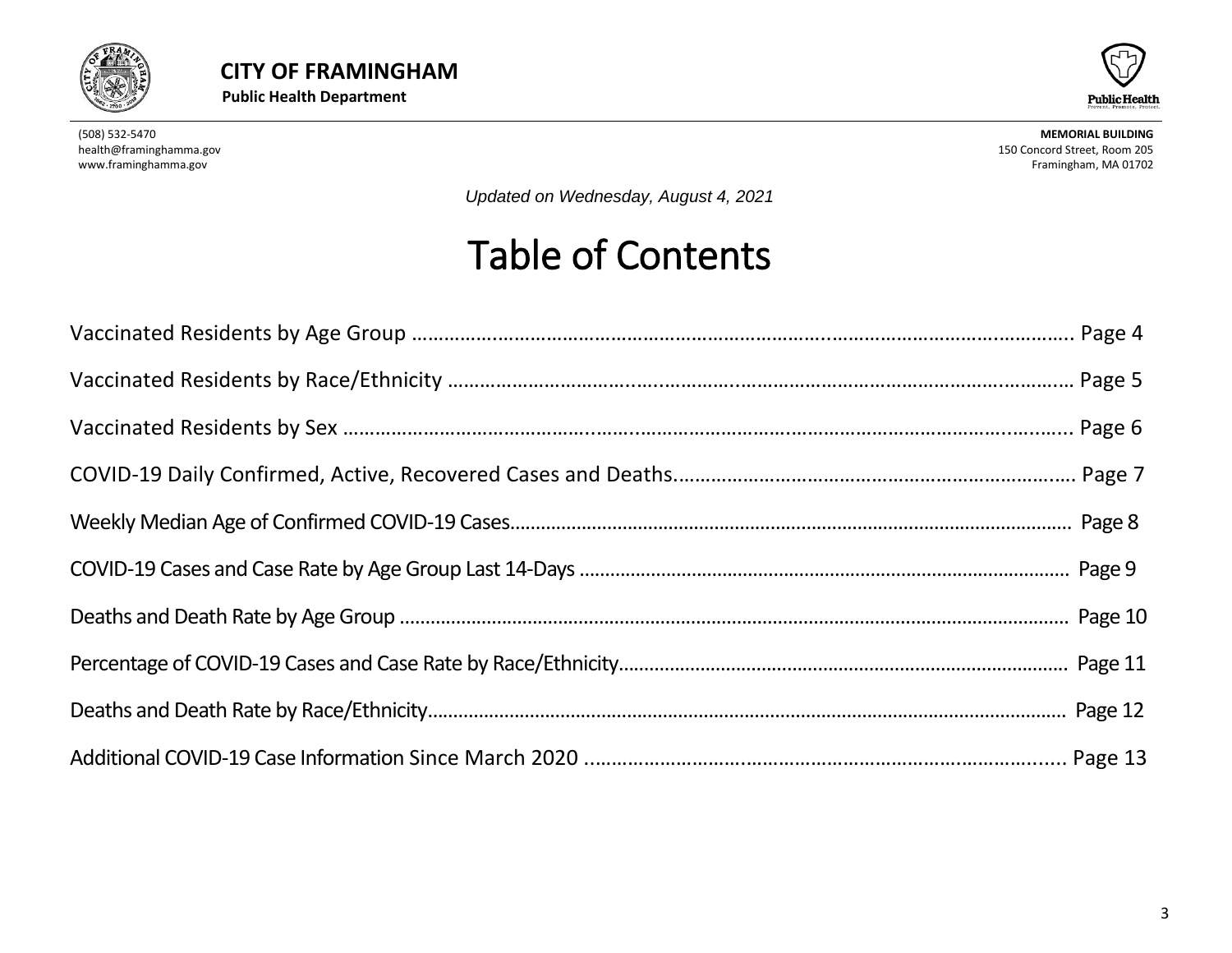**CITY OF FRAMINGHAM**

**Public Health Department**

(508) 532-5470
health@framinghamma.gov
www.framinghamma.gov

**MEMORIAL BUILDING**
150 Concord Street, Room 205
Framingham, MA 01702

*Updated on Wednesday, August 4, 2021*

# Table of Contents

Vaccinated Residents by Age Group ........................................................................................................................ Page 4

Vaccinated Residents by Race/Ethnicity ................................................................................................................. Page 5

Vaccinated Residents by Sex ..................................................................................................................................... Page 6

COVID-19 Daily Confirmed, Active, Recovered Cases and Deaths....................................................................... Page 7

Weekly Median Age of Confirmed COVID-19 Cases............................................................................................. Page 8

COVID-19 Cases and Case Rate by Age Group Last 14-Days .............................................................................. Page 9

Deaths and Death Rate by Age Group .................................................................................................................. Page 10

Percentage of COVID-19 Cases and Case Rate by Race/Ethnicity...................................................................... Page 11

Deaths and Death Rate by Race/Ethnicity............................................................................................................ Page 12

Additional COVID-19 Case Information Since March 2020 ............................................................................... Page 13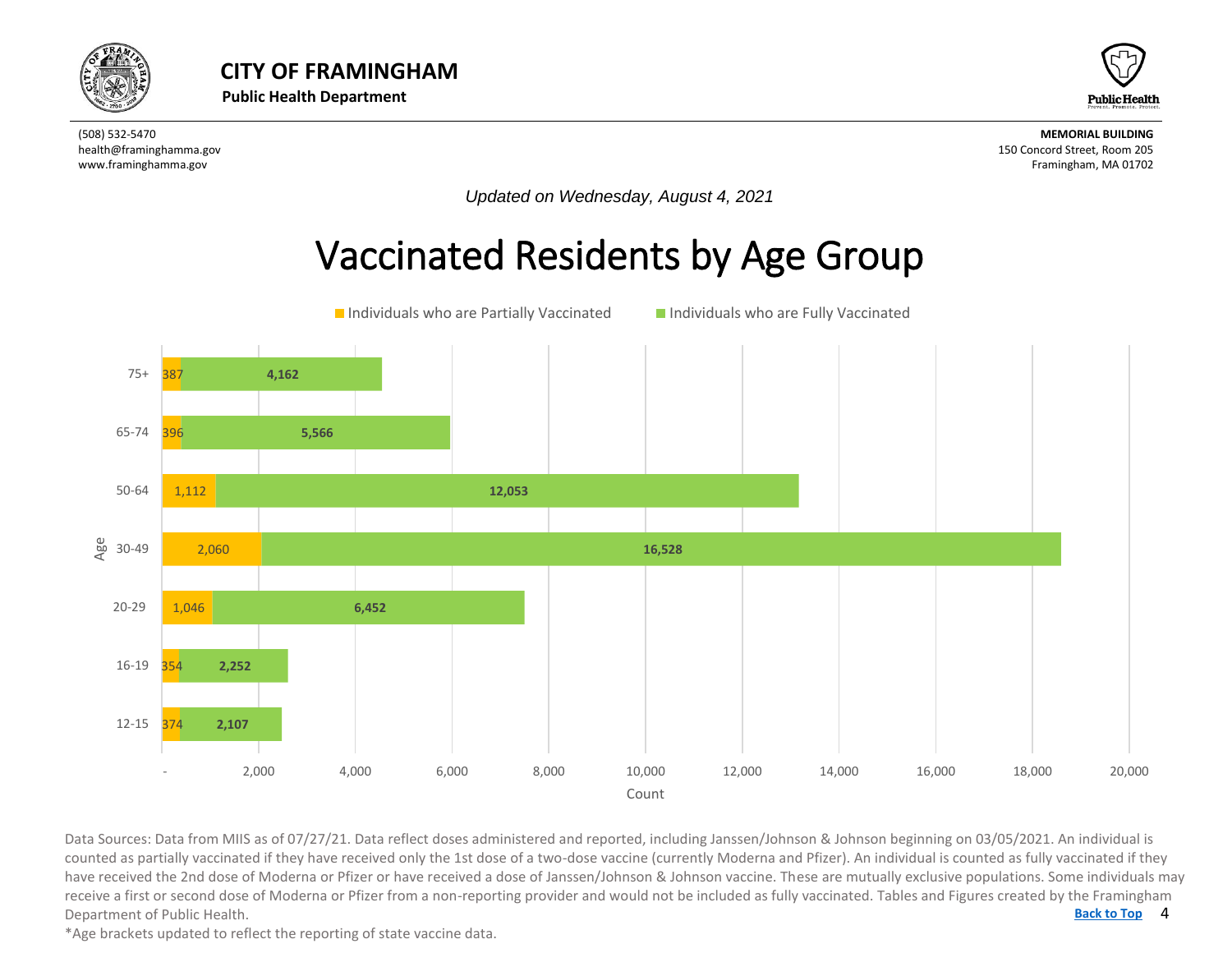# CITY OF FRAMINGHAM

**Public Health Department**

(508) 532-5470
health@framinghamma.gov
www.framinghamma.gov

**MEMORIAL BUILDING**
150 Concord Street, Room 205
Framingham, MA 01702

*Updated on Wednesday, August 4, 2021*

## Vaccinated Residents by Age Group

| Age | Individuals who are Partially Vaccinated | Individuals who are Fully Vaccinated |
|---|---|---|
| 75+ | 387 | 4,162 |
| 65-74 | 396 | 5,566 |
| 50-64 | 1,112 | 12,053 |
| 30-49 | 2,060 | 16,528 |
| 20-29 | 1,046 | 6,452 |
| 16-19 | 354 | 2,252 |
| 12-15 | 374 | 2,107 |

Data Sources: Data from MIIS as of 07/27/21. Data reflect doses administered and reported, including Janssen/Johnson & Johnson beginning on 03/05/2021. An individual is counted as partially vaccinated if they have received only the 1st dose of a two-dose vaccine (currently Moderna and Pfizer). An individual is counted as fully vaccinated if they have received the 2nd dose of Moderna or Pfizer or have received a dose of Janssen/Johnson & Johnson vaccine. These are mutually exclusive populations. Some individuals may receive a first or second dose of Moderna or Pfizer from a non-reporting provider and would not be included as fully vaccinated. Tables and Figures created by the Framingham Department of Public Health.

*Age brackets updated to reflect the reporting of state vaccine data.

**Back to Top**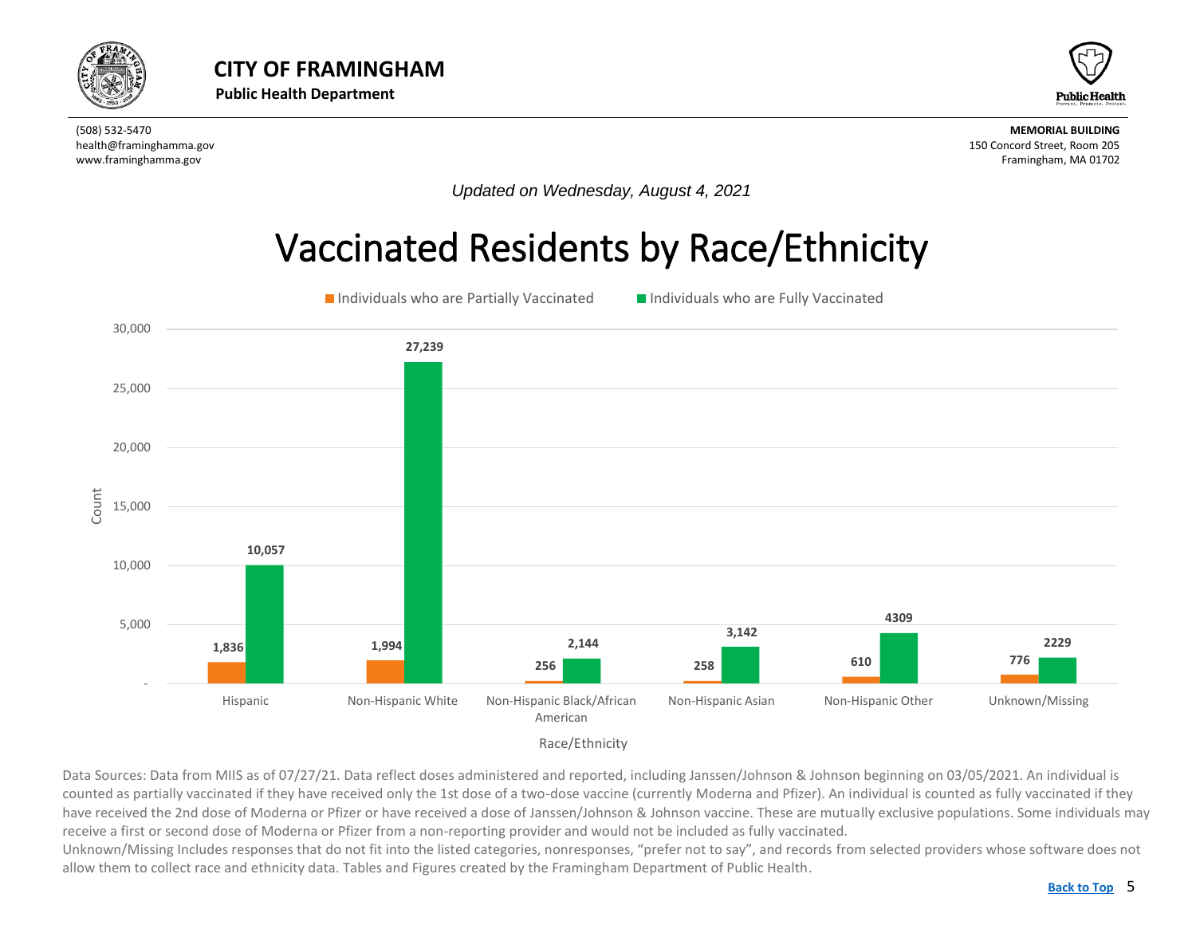CITY OF FRAMINGHAM

**Public Health Department**

(508) 532-5470
health@framinghamma.gov
www.framinghamma.gov

**MEMORIAL BUILDING**
150 Concord Street, Room 205
Framingham, MA 01702

*Updated on Wednesday, August 4, 2021*

# Vaccinated Residents by Race/Ethnicity

| Race/Ethnicity | Individuals who are Partially Vaccinated | Individuals who are Fully Vaccinated |
|---|---|---|
| Hispanic | 1,836 | 10,057 |
| Non-Hispanic White | 1,994 | 27,239 |
| Non-Hispanic Black/African American | 256 | 2,144 |
| Non-Hispanic Asian | 258 | 3,142 |
| Non-Hispanic Other | 610 | 4309 |
| Unknown/Missing | 776 | 2229 |

Data Sources: Data from MIIS as of 07/27/21. Data reflect doses administered and reported, including Janssen/Johnson & Johnson beginning on 03/05/2021. An individual is counted as partially vaccinated if they have received only the 1st dose of a two-dose vaccine (currently Moderna and Pfizer). An individual is counted as fully vaccinated if they have received the 2nd dose of Moderna or Pfizer or have received a dose of Janssen/Johnson & Johnson vaccine. These are mutually exclusive populations. Some individuals may receive a first or second dose of Moderna or Pfizer from a non-reporting provider and would not be included as fully vaccinated.
Unknown/Missing Includes responses that do not fit into the listed categories, nonresponses, "prefer not to say", and records from selected providers whose software does not allow them to collect race and ethnicity data. Tables and Figures created by the Framingham Department of Public Health.

Back to Top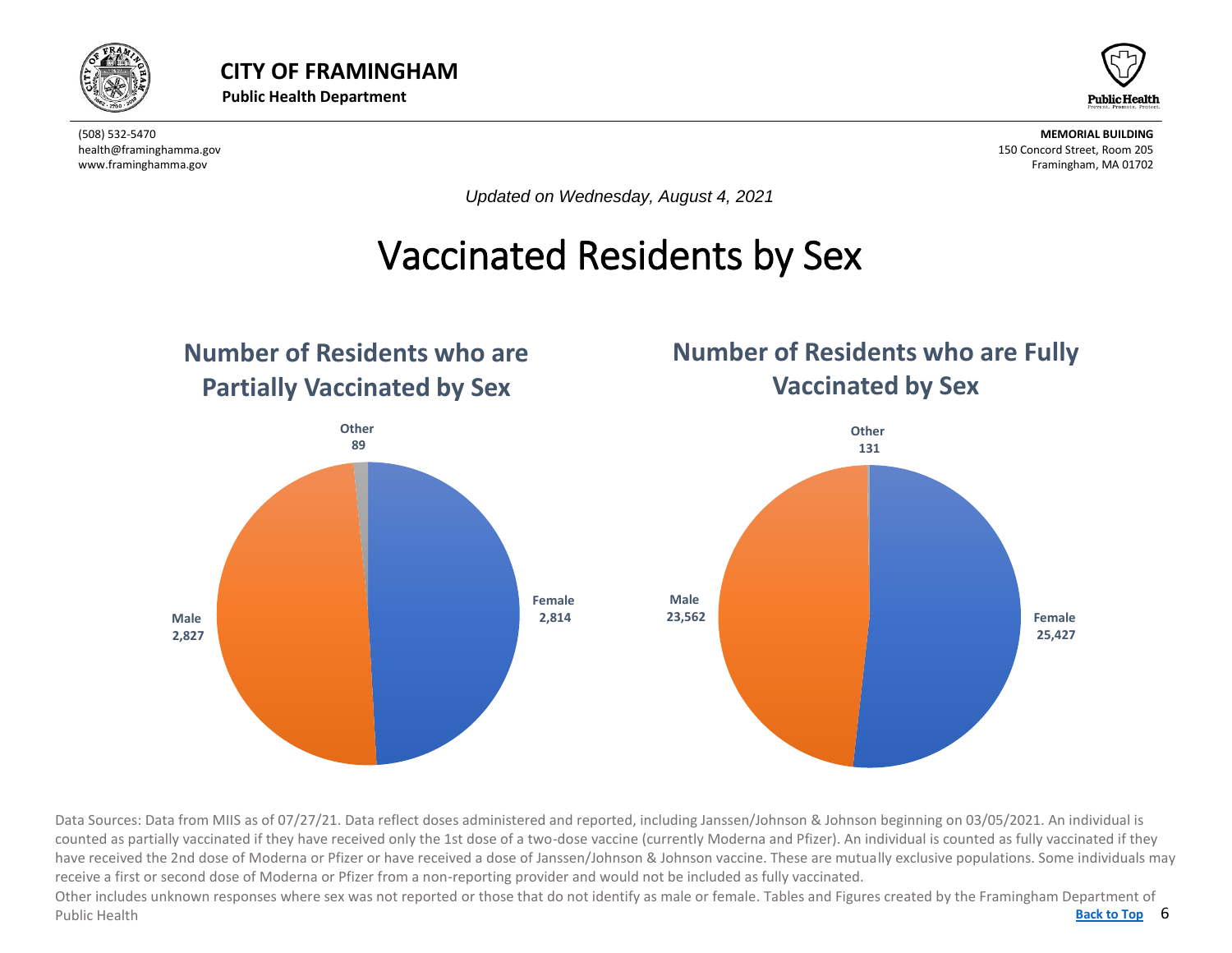# CITY OF FRAMINGHAM

**Public Health Department**

(508) 532-5470
health@framinghamma.gov
www.framinghamma.gov

**MEMORIAL BUILDING**
150 Concord Street, Room 205
Framingham, MA 01702

*Updated on Wednesday, August 4, 2021*

# Vaccinated Residents by Sex

## Number of Residents who are Partially Vaccinated by Sex

| Sex | Number |
| --- | --- |
| Female | 2,814 |
| Male | 2,827 |
| Other | 89 |

## Number of Residents who are Fully Vaccinated by Sex

| Sex | Number |
| --- | --- |
| Female | 25,427 |
| Male | 23,562 |
| Other | 131 |

Data Sources: Data from MIIS as of 07/27/21. Data reflect doses administered and reported, including Janssen/Johnson & Johnson beginning on 03/05/2021. An individual is counted as partially vaccinated if they have received only the 1st dose of a two-dose vaccine (currently Moderna and Pfizer). An individual is counted as fully vaccinated if they have received the 2nd dose of Moderna or Pfizer or have received a dose of Janssen/Johnson & Johnson vaccine. These are mutually exclusive populations. Some individuals may receive a first or second dose of Moderna or Pfizer from a non-reporting provider and would not be included as fully vaccinated.

Other includes unknown responses where sex was not reported or those that do not identify as male or female. Tables and Figures created by the Framingham Department of Public Health

**Back to Top**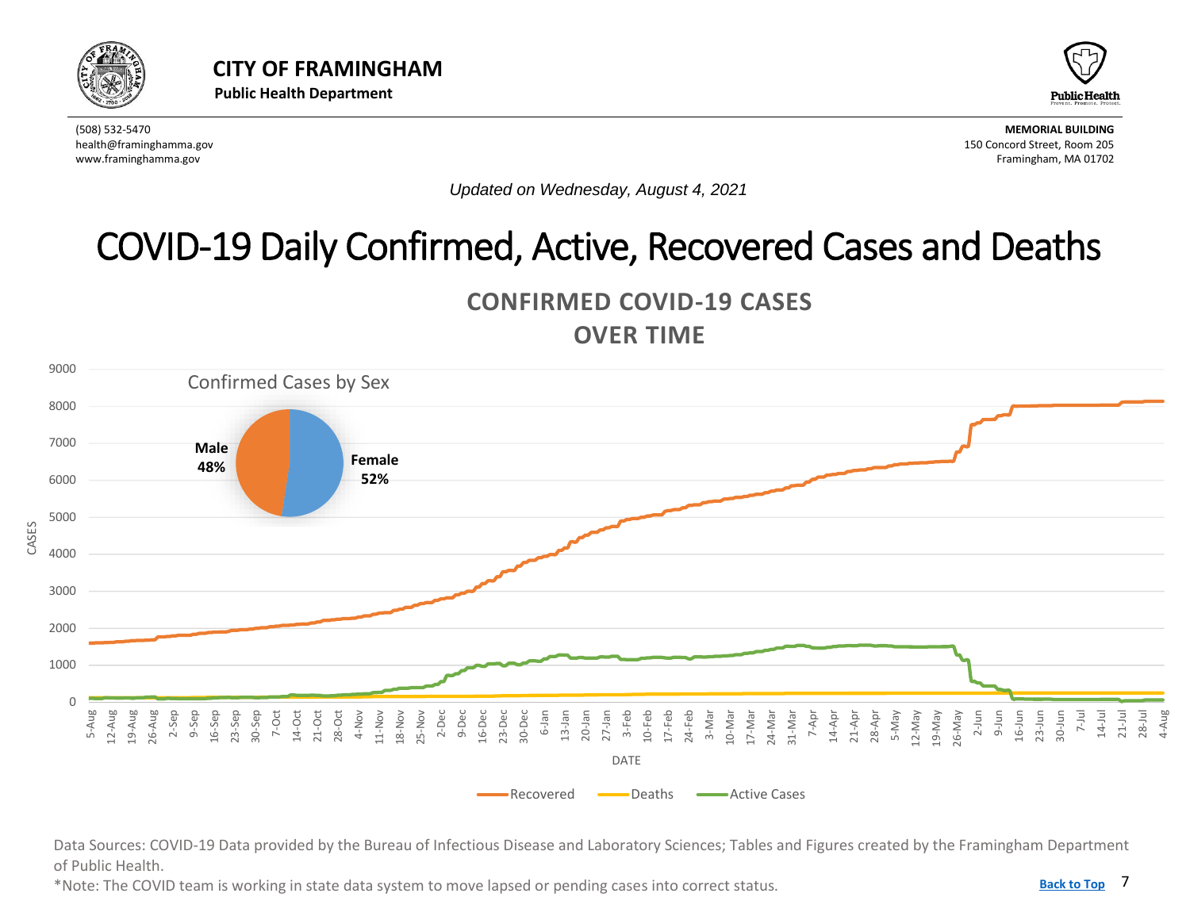# CITY OF FRAMINGHAM

**Public Health Department**

(508) 532-5470
health@framinghamma.gov
www.framinghamma.gov

**MEMORIAL BUILDING**
150 Concord Street, Room 205
Framingham, MA 01702

*Updated on Wednesday, August 4, 2021*

# COVID-19 Daily Confirmed, Active, Recovered Cases and Deaths

## CONFIRMED COVID-19 CASES OVER TIME

Confirmed Cases by Sex

- Male 48%
- Female 52%

Legend: Recovered, Deaths, Active Cases

Data Sources: COVID-19 Data provided by the Bureau of Infectious Disease and Laboratory Sciences; Tables and Figures created by the Framingham Department of Public Health.

*Note: The COVID team is working in state data system to move lapsed or pending cases into correct status.

Back to Top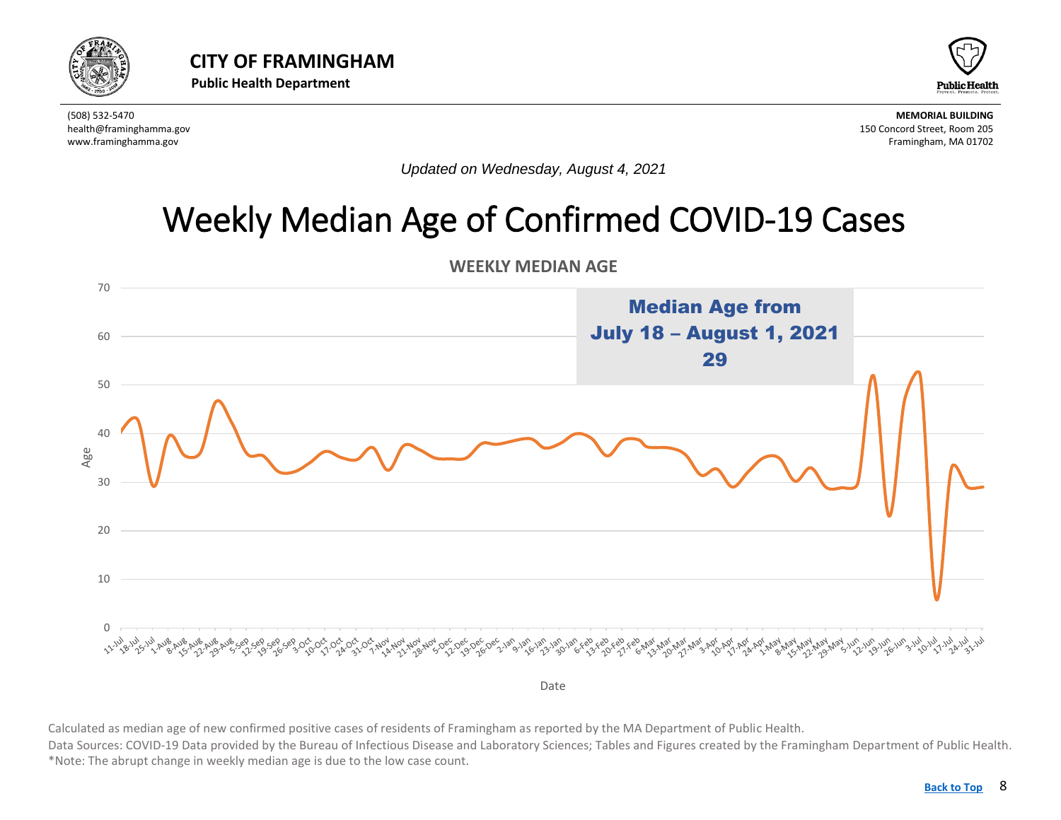CITY OF FRAMINGHAM

**Public Health Department**

(508) 532-5470
health@framinghamma.gov
www.framinghamma.gov

**MEMORIAL BUILDING**
150 Concord Street, Room 205
Framingham, MA 01702

*Updated on Wednesday, August 4, 2021*

# Weekly Median Age of Confirmed COVID-19 Cases

**WEEKLY MEDIAN AGE**

**Median Age from July 18 – August 1, 2021**
**29**

Calculated as median age of new confirmed positive cases of residents of Framingham as reported by the MA Department of Public Health.

Data Sources: COVID-19 Data provided by the Bureau of Infectious Disease and Laboratory Sciences; Tables and Figures created by the Framingham Department of Public Health.

*Note: The abrupt change in weekly median age is due to the low case count.

Back to Top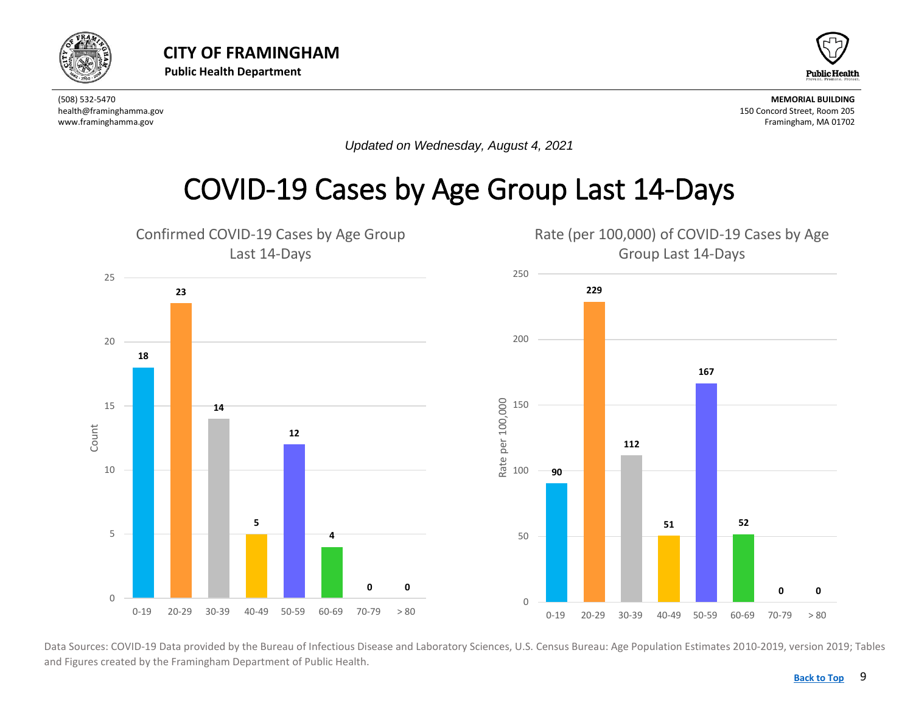**CITY OF FRAMINGHAM**
**Public Health Department**

(508) 532-5470
health@framinghamma.gov
www.framinghamma.gov

**MEMORIAL BUILDING**
150 Concord Street, Room 205
Framingham, MA 01702

*Updated on Wednesday, August 4, 2021*

# COVID-19 Cases by Age Group Last 14-Days

## Confirmed COVID-19 Cases by Age Group Last 14-Days

| Age Group | Count |
|---|---|
| 0-19 | 18 |
| 20-29 | 23 |
| 30-39 | 14 |
| 40-49 | 5 |
| 50-59 | 12 |
| 60-69 | 4 |
| 70-79 | 0 |
| > 80 | 0 |

## Rate (per 100,000) of COVID-19 Cases by Age Group Last 14-Days

| Age Group | Rate per 100,000 |
|---|---|
| 0-19 | 90 |
| 20-29 | 229 |
| 30-39 | 112 |
| 40-49 | 51 |
| 50-59 | 167 |
| 60-69 | 52 |
| 70-79 | 0 |
| > 80 | 0 |

Data Sources: COVID-19 Data provided by the Bureau of Infectious Disease and Laboratory Sciences, U.S. Census Bureau: Age Population Estimates 2010-2019, version 2019; Tables and Figures created by the Framingham Department of Public Health.

Back to Top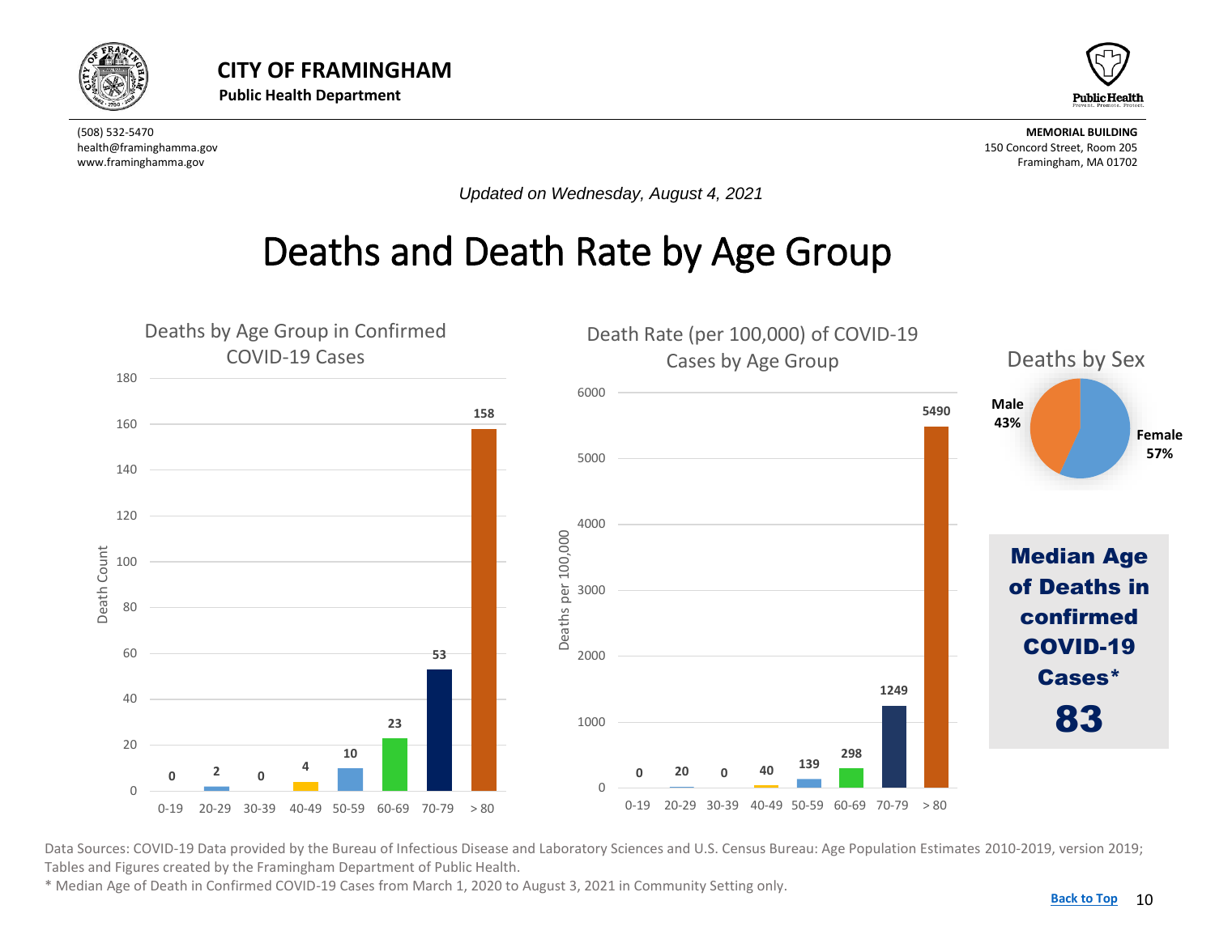# CITY OF FRAMINGHAM

**Public Health Department**

(508) 532-5470
health@framinghamma.gov
www.framinghamma.gov

**MEMORIAL BUILDING**
150 Concord Street, Room 205
Framingham, MA 01702

*Updated on Wednesday, August 4, 2021*

## Deaths and Death Rate by Age Group

### Deaths by Age Group in Confirmed COVID-19 Cases

| Age Group | Death Count |
|---|---|
| 0-19 | 0 |
| 20-29 | 2 |
| 30-39 | 0 |
| 40-49 | 4 |
| 50-59 | 10 |
| 60-69 | 23 |
| 70-79 | 53 |
| > 80 | 158 |

### Death Rate (per 100,000) of COVID-19 Cases by Age Group

| Age Group | Deaths per 100,000 |
|---|---|
| 0-19 | 0 |
| 20-29 | 20 |
| 30-39 | 0 |
| 40-49 | 40 |
| 50-59 | 139 |
| 60-69 | 298 |
| 70-79 | 1249 |
| > 80 | 5490 |

### Deaths by Sex

| Sex | Percent |
|---|---|
| Male | 43% |
| Female | 57% |

**Median Age of Deaths in confirmed COVID-19 Cases***

**83**

Data Sources: COVID-19 Data provided by the Bureau of Infectious Disease and Laboratory Sciences and U.S. Census Bureau: Age Population Estimates 2010-2019, version 2019; Tables and Figures created by the Framingham Department of Public Health.

* Median Age of Death in Confirmed COVID-19 Cases from March 1, 2020 to August 3, 2021 in Community Setting only.

Back to Top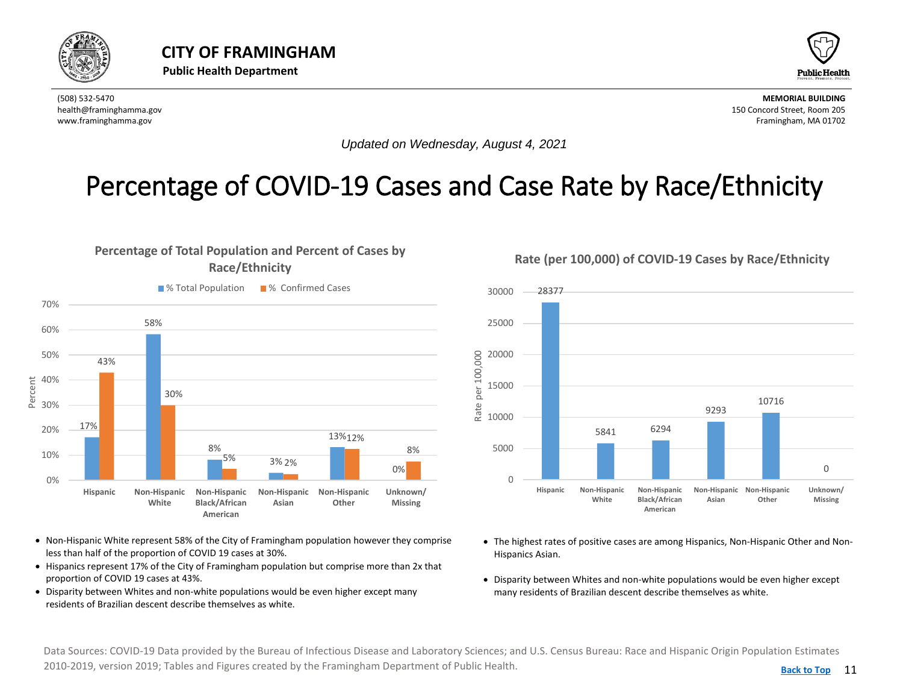# CITY OF FRAMINGHAM

**Public Health Department**

(508) 532-5470
health@framinghamma.gov
www.framinghamma.gov

**MEMORIAL BUILDING**
150 Concord Street, Room 205
Framingham, MA 01702

*Updated on Wednesday, August 4, 2021*

# Percentage of COVID-19 Cases and Case Rate by Race/Ethnicity

### Percentage of Total Population and Percent of Cases by Race/Ethnicity

| Race/Ethnicity | % Total Population | % Confirmed Cases |
|---|---|---|
| Hispanic | 17% | 43% |
| Non-Hispanic White | 58% | 30% |
| Non-Hispanic Black/African American | 8% | 5% |
| Non-Hispanic Asian | 3% | 2% |
| Non-Hispanic Other | 13% | 12% |
| Unknown/ Missing | 0% | 8% |

- Non-Hispanic White represent 58% of the City of Framingham population however they comprise less than half of the proportion of COVID 19 cases at 30%.
- Hispanics represent 17% of the City of Framingham population but comprise more than 2x that proportion of COVID 19 cases at 43%.
- Disparity between Whites and non-white populations would be even higher except many residents of Brazilian descent describe themselves as white.

### Rate (per 100,000) of COVID-19 Cases by Race/Ethnicity

| Race/Ethnicity | Rate per 100,000 |
|---|---|
| Hispanic | 28377 |
| Non-Hispanic White | 5841 |
| Non-Hispanic Black/African American | 6294 |
| Non-Hispanic Asian | 9293 |
| Non-Hispanic Other | 10716 |
| Unknown/ Missing | 0 |

- The highest rates of positive cases are among Hispanics, Non-Hispanic Other and Non-Hispanics Asian.
- Disparity between Whites and non-white populations would be even higher except many residents of Brazilian descent describe themselves as white.

Data Sources: COVID-19 Data provided by the Bureau of Infectious Disease and Laboratory Sciences; and U.S. Census Bureau: Race and Hispanic Origin Population Estimates 2010-2019, version 2019; Tables and Figures created by the Framingham Department of Public Health.

Back to Top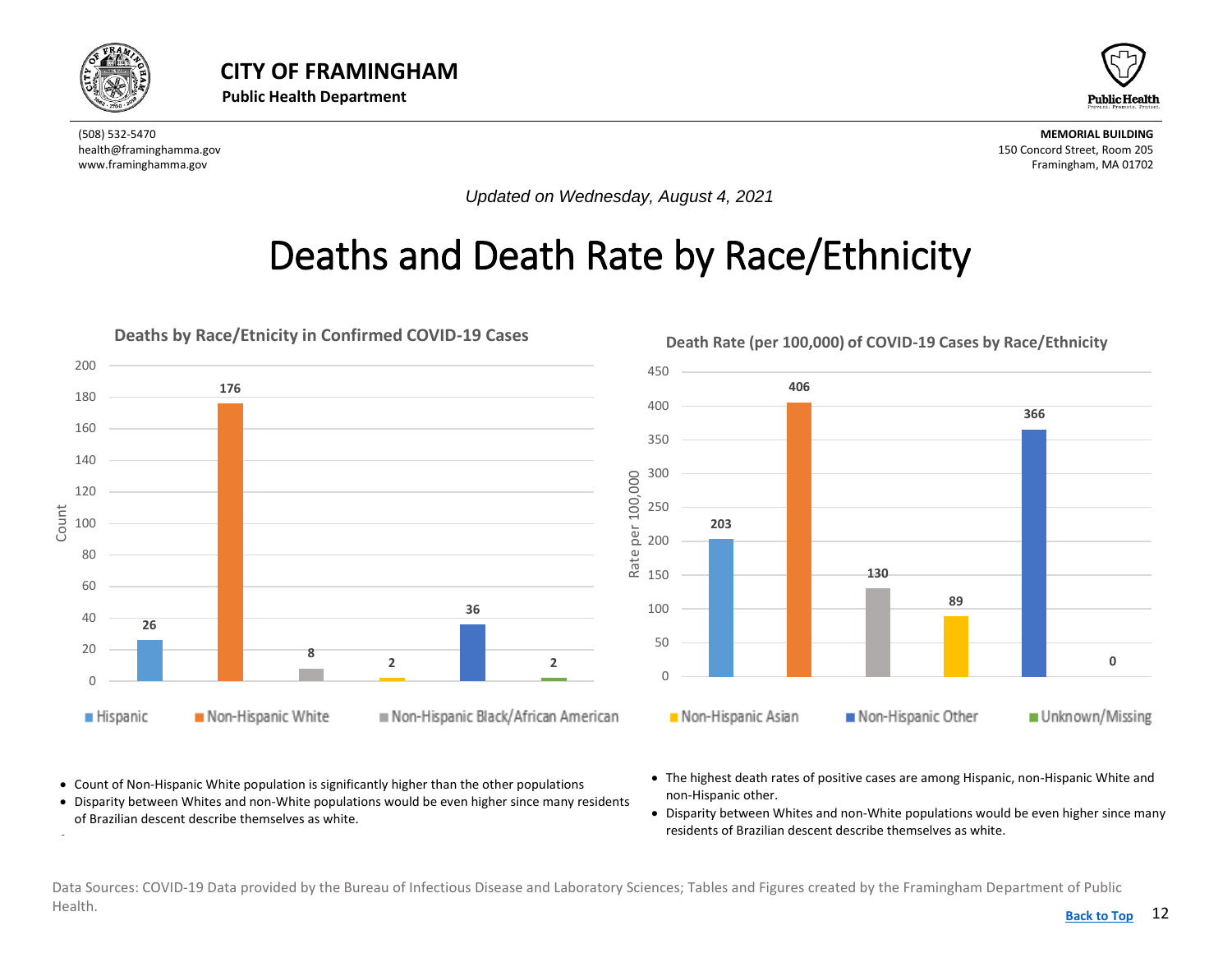# CITY OF FRAMINGHAM

**Public Health Department**

(508) 532-5470
health@framinghamma.gov
www.framinghamma.gov

**MEMORIAL BUILDING**
150 Concord Street, Room 205
Framingham, MA 01702

*Updated on Wednesday, August 4, 2021*

# Deaths and Death Rate by Race/Ethnicity

**Deaths by Race/Etnicity in Confirmed COVID-19 Cases**

| Race/Ethnicity | Count |
| --- | --- |
| Hispanic | 26 |
| Non-Hispanic White | 176 |
| Non-Hispanic Black/African American | 8 |
| Non-Hispanic Asian | 2 |
| Non-Hispanic Other | 36 |
| Unknown/Missing | 2 |

**Death Rate (per 100,000) of COVID-19 Cases by Race/Ethnicity**

| Race/Ethnicity | Rate per 100,000 |
| --- | --- |
| Hispanic | 203 |
| Non-Hispanic White | 406 |
| Non-Hispanic Black/African American | 130 |
| Non-Hispanic Asian | 89 |
| Non-Hispanic Other | 366 |
| Unknown/Missing | 0 |

- Count of Non-Hispanic White population is significantly higher than the other populations
- Disparity between Whites and non-White populations would be even higher since many residents of Brazilian descent describe themselves as white.

- The highest death rates of positive cases are among Hispanic, non-Hispanic White and non-Hispanic other.
- Disparity between Whites and non-White populations would be even higher since many residents of Brazilian descent describe themselves as white.

Data Sources: COVID-19 Data provided by the Bureau of Infectious Disease and Laboratory Sciences; Tables and Figures created by the Framingham Department of Public Health.

Back to Top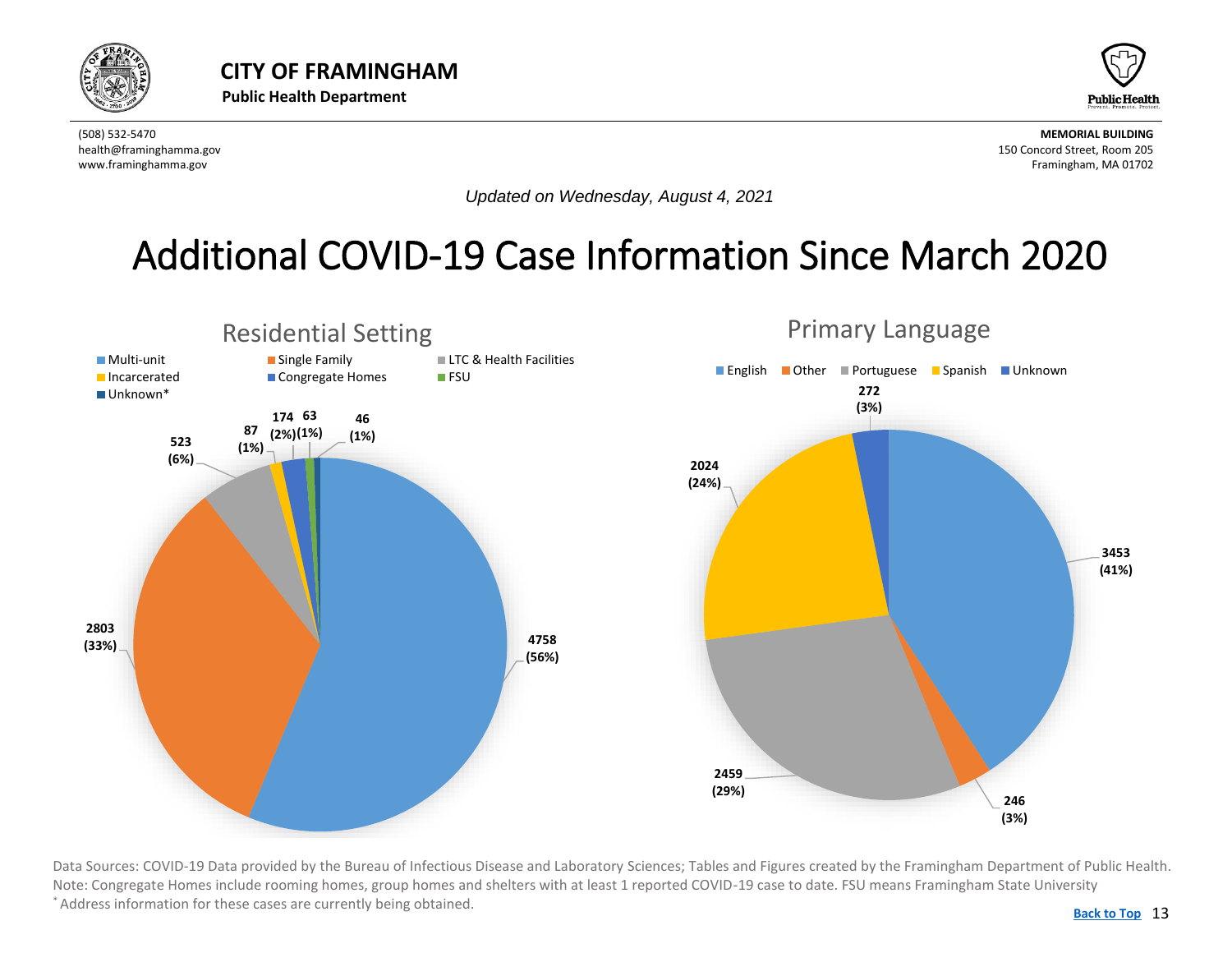**CITY OF FRAMINGHAM**
**Public Health Department**

(508) 532-5470
health@framinghamma.gov
www.framinghamma.gov

**MEMORIAL BUILDING**
150 Concord Street, Room 205
Framingham, MA 01702

*Updated on Wednesday, August 4, 2021*

# Additional COVID-19 Case Information Since March 2020

## Residential Setting

Multi-unit
Single Family
LTC & Health Facilities
Incarcerated
Congregate Homes
FSU
Unknown*

4758 (56%)
2803 (33%)
523 (6%)
87 (1%)
174 (2%)
63 (1%)
46 (1%)

## Primary Language

English
Other
Portuguese
Spanish
Unknown

3453 (41%)
246 (3%)
2459 (29%)
2024 (24%)
272 (3%)

Data Sources: COVID-19 Data provided by the Bureau of Infectious Disease and Laboratory Sciences; Tables and Figures created by the Framingham Department of Public Health.
Note: Congregate Homes include rooming homes, group homes and shelters with at least 1 reported COVID-19 case to date. FSU means Framingham State University
* Address information for these cases are currently being obtained.

Back to Top